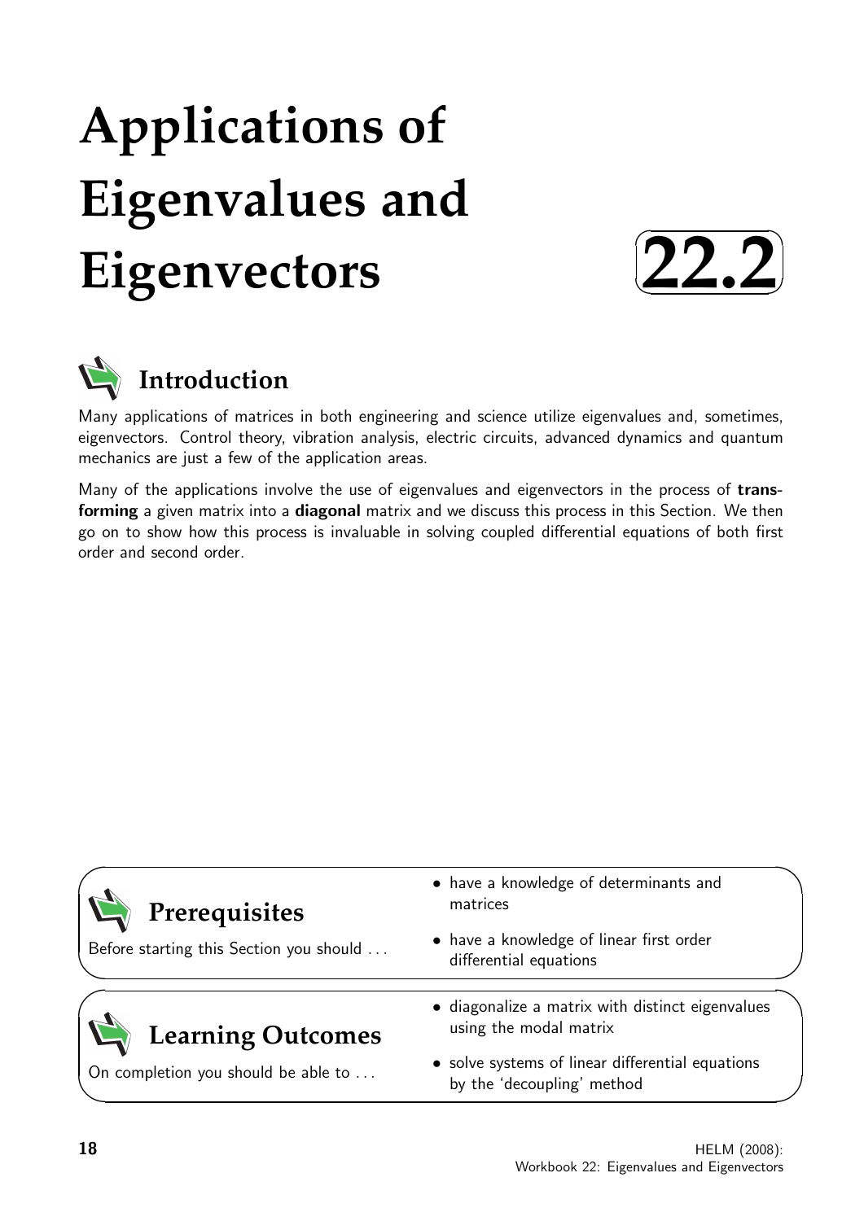# Applications of Eigenvalues and Eigenvectors

**22.2**

## Introduction

Many applications of matrices in both engineering and science utilize eigenvalues and, sometimes, eigenvectors. Control theory, vibration analysis, electric circuits, advanced dynamics and quantum mechanics are just a few of the application areas.

Many of the applications involve the use of eigenvalues and eigenvectors in the process of **transforming** a given matrix into a **diagonal** matrix and we discuss this process in this Section. We then go on to show how this process is invaluable in solving coupled differential equations of both first order and second order.

## Prerequisites

Before starting this Section you should ...

- have a knowledge of determinants and matrices
- have a knowledge of linear first order differential equations

## Learning Outcomes

On completion you should be able to ...

- diagonalize a matrix with distinct eigenvalues using the modal matrix
- solve systems of linear differential equations by the 'decoupling' method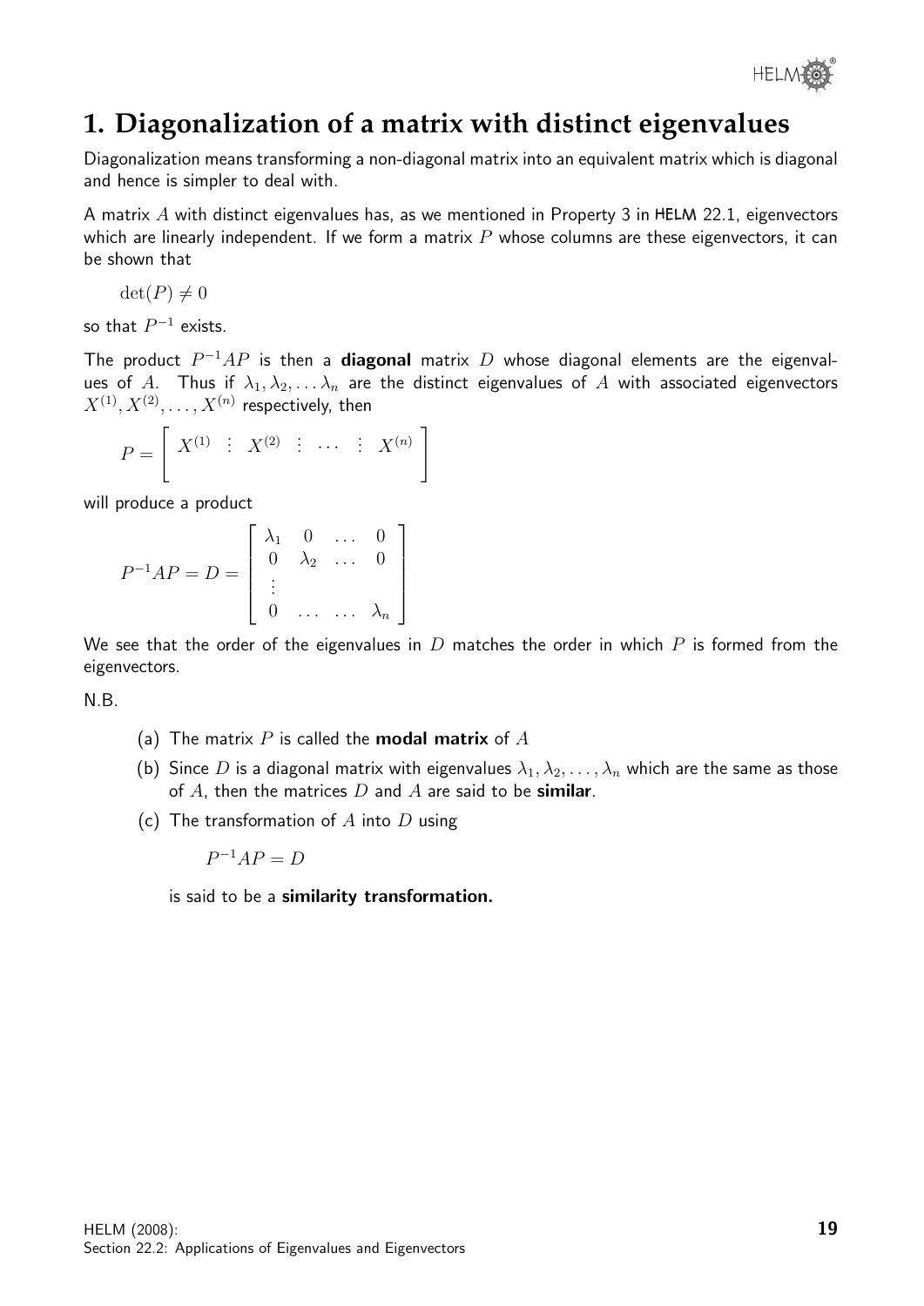## 1. Diagonalization of a matrix with distinct eigenvalues

Diagonalization means transforming a non-diagonal matrix into an equivalent matrix which is diagonal and hence is simpler to deal with.

A matrix $A$ with distinct eigenvalues has, as we mentioned in Property 3 in HELM 22.1, eigenvectors which are linearly independent. If we form a matrix $P$ whose columns are these eigenvectors, it can be shown that

$$\det(P) \neq 0$$

so that $P^{-1}$ exists.

The product $P^{-1}AP$ is then a **diagonal** matrix $D$ whose diagonal elements are the eigenvalues of $A$. Thus if $\lambda_1, \lambda_2, \ldots \lambda_n$ are the distinct eigenvalues of $A$ with associated eigenvectors $X^{(1)}, X^{(2)}, \ldots, X^{(n)}$ respectively, then

$$P = \left[ \begin{array}{ccccccc} X^{(1)} & \vdots & X^{(2)} & \vdots & \cdots & \vdots & X^{(n)} \\ & & & & & & \end{array} \right]$$

will produce a product

$$P^{-1}AP = D = \left[ \begin{array}{cccc} \lambda_1 & 0 & \ldots & 0 \\ 0 & \lambda_2 & \ldots & 0 \\ \vdots & & & \\ 0 & \ldots & \ldots & \lambda_n \end{array} \right]$$

We see that the order of the eigenvalues in $D$ matches the order in which $P$ is formed from the eigenvectors.

N.B.

(a) The matrix $P$ is called the **modal matrix** of $A$

(b) Since $D$ is a diagonal matrix with eigenvalues $\lambda_1, \lambda_2, \ldots, \lambda_n$ which are the same as those of $A$, then the matrices $D$ and $A$ are said to be **similar**.

(c) The transformation of $A$ into $D$ using

$$P^{-1}AP = D$$

is said to be a **similarity transformation.**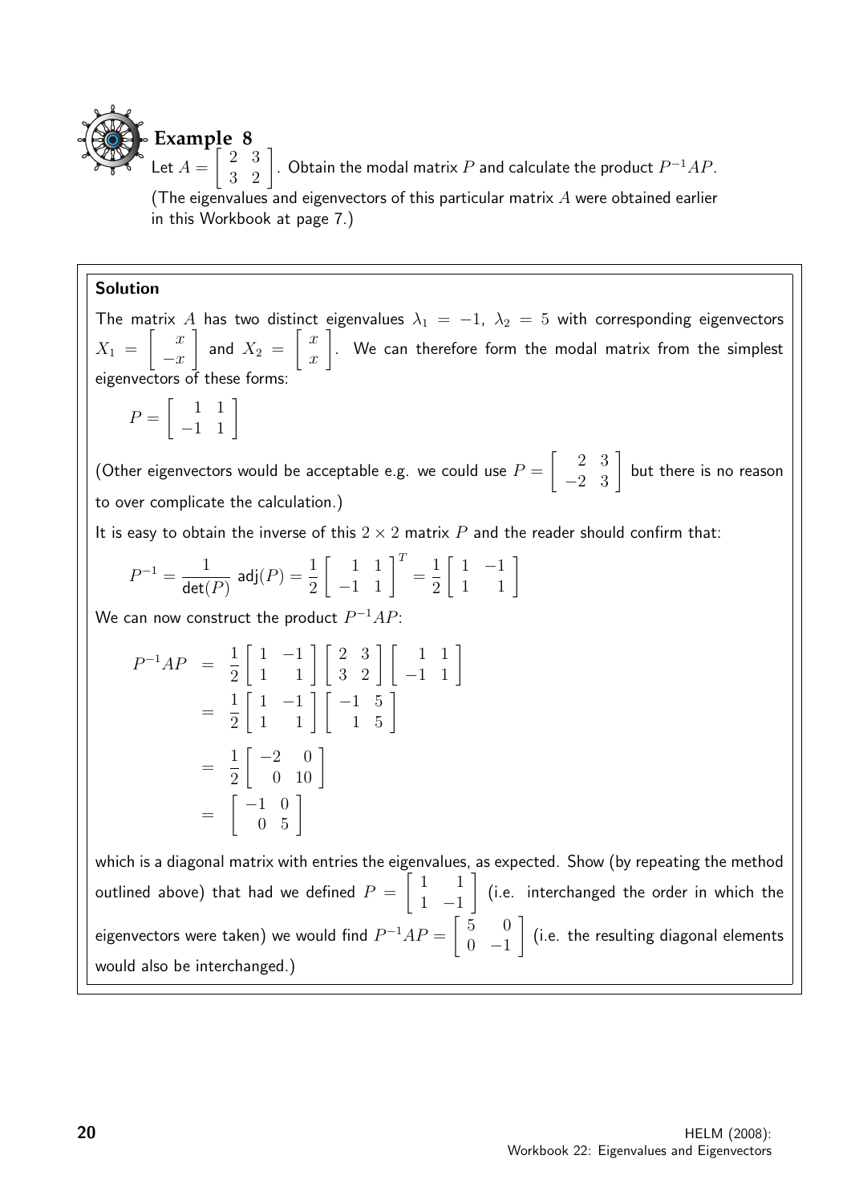## Example 8

Let $A = \begin{bmatrix} 2 & 3 \\ 3 & 2 \end{bmatrix}$. Obtain the modal matrix $P$ and calculate the product $P^{-1}AP$.

(The eigenvalues and eigenvectors of this particular matrix $A$ were obtained earlier in this Workbook at page 7.)

**Solution**

The matrix $A$ has two distinct eigenvalues $\lambda_1 = -1$, $\lambda_2 = 5$ with corresponding eigenvectors $X_1 = \begin{bmatrix} x \\ -x \end{bmatrix}$ and $X_2 = \begin{bmatrix} x \\ x \end{bmatrix}$. We can therefore form the modal matrix from the simplest eigenvectors of these forms:

$$P = \begin{bmatrix} 1 & 1 \\ -1 & 1 \end{bmatrix}$$

(Other eigenvectors would be acceptable e.g. we could use $P = \begin{bmatrix} 2 & 3 \\ -2 & 3 \end{bmatrix}$ but there is no reason to over complicate the calculation.)

It is easy to obtain the inverse of this $2 \times 2$ matrix $P$ and the reader should confirm that:

$$P^{-1} = \frac{1}{\det(P)}\,\text{adj}(P) = \frac{1}{2}\begin{bmatrix} 1 & 1 \\ -1 & 1 \end{bmatrix}^T = \frac{1}{2}\begin{bmatrix} 1 & -1 \\ 1 & 1 \end{bmatrix}$$

We can now construct the product $P^{-1}AP$:

$$\begin{aligned}
P^{-1}AP &= \frac{1}{2}\begin{bmatrix} 1 & -1 \\ 1 & 1 \end{bmatrix}\begin{bmatrix} 2 & 3 \\ 3 & 2 \end{bmatrix}\begin{bmatrix} 1 & 1 \\ -1 & 1 \end{bmatrix} \\
&= \frac{1}{2}\begin{bmatrix} 1 & -1 \\ 1 & 1 \end{bmatrix}\begin{bmatrix} -1 & 5 \\ 1 & 5 \end{bmatrix} \\
&= \frac{1}{2}\begin{bmatrix} -2 & 0 \\ 0 & 10 \end{bmatrix} \\
&= \begin{bmatrix} -1 & 0 \\ 0 & 5 \end{bmatrix}
\end{aligned}$$

which is a diagonal matrix with entries the eigenvalues, as expected. Show (by repeating the method outlined above) that had we defined $P = \begin{bmatrix} 1 & 1 \\ 1 & -1 \end{bmatrix}$ (i.e. interchanged the order in which the eigenvectors were taken) we would find $P^{-1}AP = \begin{bmatrix} 5 & 0 \\ 0 & -1 \end{bmatrix}$ (i.e. the resulting diagonal elements would also be interchanged.)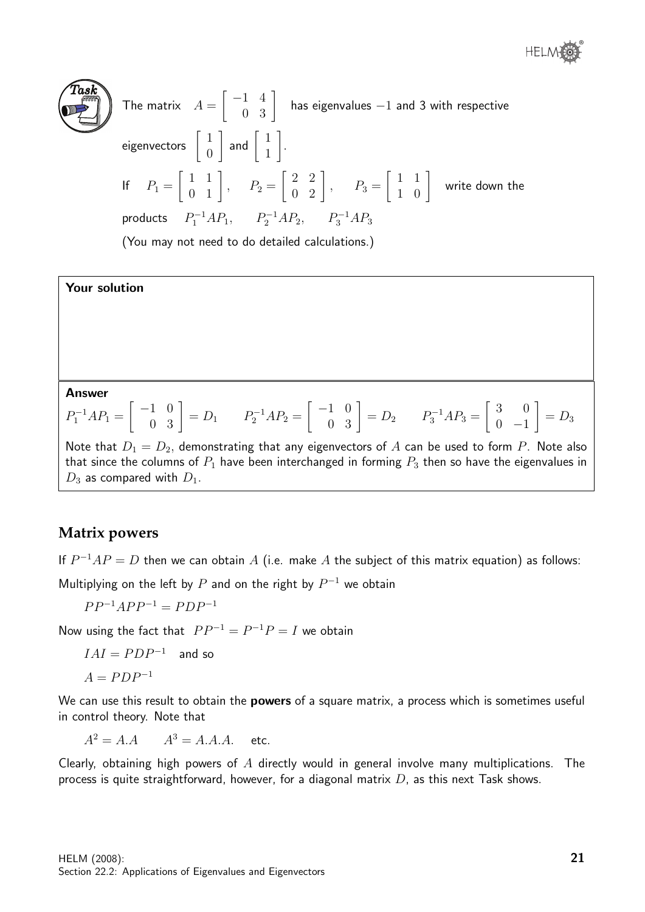**Task**

The matrix $A = \begin{bmatrix} -1 & 4 \\ 0 & 3 \end{bmatrix}$ has eigenvalues $-1$ and 3 with respective eigenvectors $\begin{bmatrix} 1 \\ 0 \end{bmatrix}$ and $\begin{bmatrix} 1 \\ 1 \end{bmatrix}$.

If $P_1 = \begin{bmatrix} 1 & 1 \\ 0 & 1 \end{bmatrix}$, $P_2 = \begin{bmatrix} 2 & 2 \\ 0 & 2 \end{bmatrix}$, $P_3 = \begin{bmatrix} 1 & 1 \\ 1 & 0 \end{bmatrix}$ write down the products $P_1^{-1}AP_1$, $P_2^{-1}AP_2$, $P_3^{-1}AP_3$

(You may not need to do detailed calculations.)

**Your solution**

**Answer**

$$P_1^{-1}AP_1 = \begin{bmatrix} -1 & 0 \\ 0 & 3 \end{bmatrix} = D_1 \qquad P_2^{-1}AP_2 = \begin{bmatrix} -1 & 0 \\ 0 & 3 \end{bmatrix} = D_2 \qquad P_3^{-1}AP_3 = \begin{bmatrix} 3 & 0 \\ 0 & -1 \end{bmatrix} = D_3$$

Note that $D_1 = D_2$, demonstrating that any eigenvectors of $A$ can be used to form $P$. Note also that since the columns of $P_1$ have been interchanged in forming $P_3$ then so have the eigenvalues in $D_3$ as compared with $D_1$.

## Matrix powers

If $P^{-1}AP = D$ then we can obtain $A$ (i.e. make $A$ the subject of this matrix equation) as follows:

Multiplying on the left by $P$ and on the right by $P^{-1}$ we obtain

$$PP^{-1}APP^{-1} = PDP^{-1}$$

Now using the fact that $PP^{-1} = P^{-1}P = I$ we obtain

$$IAI = PDP^{-1} \quad \text{and so}$$

$$A = PDP^{-1}$$

We can use this result to obtain the **powers** of a square matrix, a process which is sometimes useful in control theory. Note that

$$A^2 = A.A \qquad A^3 = A.A.A. \quad \text{etc.}$$

Clearly, obtaining high powers of $A$ directly would in general involve many multiplications. The process is quite straightforward, however, for a diagonal matrix $D$, as this next Task shows.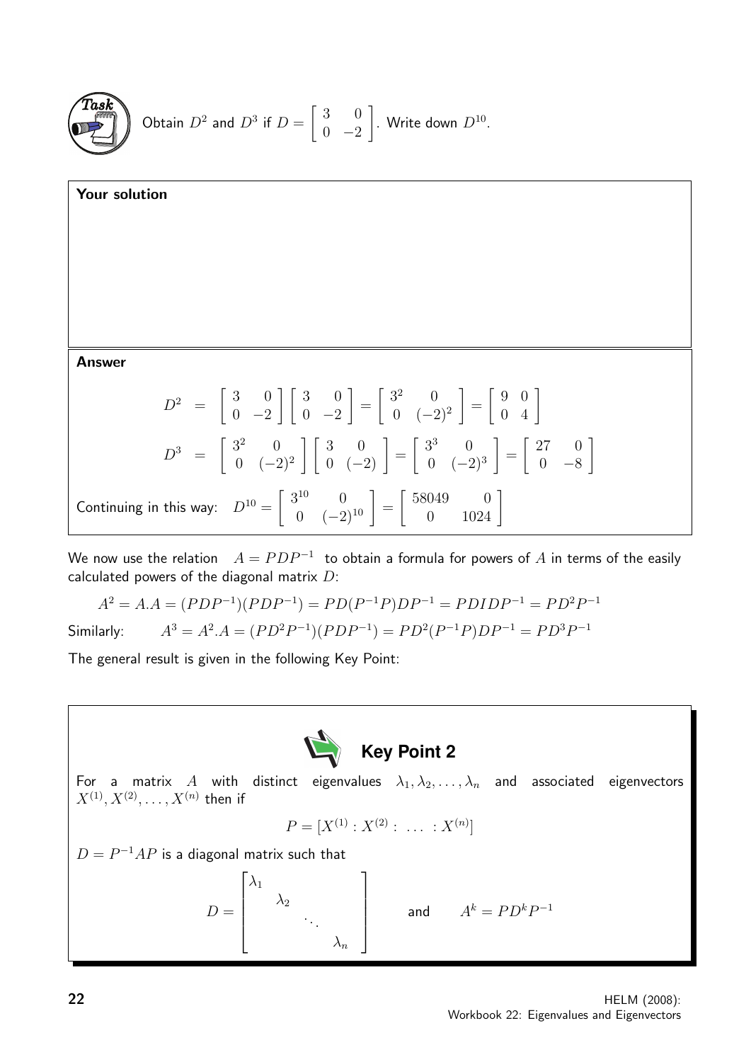**Task**

Obtain $D^2$ and $D^3$ if $D = \begin{bmatrix} 3 & 0 \\ 0 & -2 \end{bmatrix}$. Write down $D^{10}$.

**Your solution**

**Answer**

$$D^2 = \begin{bmatrix} 3 & 0 \\ 0 & -2 \end{bmatrix}\begin{bmatrix} 3 & 0 \\ 0 & -2 \end{bmatrix} = \begin{bmatrix} 3^2 & 0 \\ 0 & (-2)^2 \end{bmatrix} = \begin{bmatrix} 9 & 0 \\ 0 & 4 \end{bmatrix}$$

$$D^3 = \begin{bmatrix} 3^2 & 0 \\ 0 & (-2)^2 \end{bmatrix}\begin{bmatrix} 3 & 0 \\ 0 & (-2) \end{bmatrix} = \begin{bmatrix} 3^3 & 0 \\ 0 & (-2)^3 \end{bmatrix} = \begin{bmatrix} 27 & 0 \\ 0 & -8 \end{bmatrix}$$

Continuing in this way: $D^{10} = \begin{bmatrix} 3^{10} & 0 \\ 0 & (-2)^{10} \end{bmatrix} = \begin{bmatrix} 58049 & 0 \\ 0 & 1024 \end{bmatrix}$

We now use the relation $A = PDP^{-1}$ to obtain a formula for powers of $A$ in terms of the easily calculated powers of the diagonal matrix $D$:

$$A^2 = A.A = (PDP^{-1})(PDP^{-1}) = PD(P^{-1}P)DP^{-1} = PDIDP^{-1} = PD^2P^{-1}$$

Similarly: $\quad A^3 = A^2.A = (PD^2P^{-1})(PDP^{-1}) = PD^2(P^{-1}P)DP^{-1} = PD^3P^{-1}$

The general result is given in the following Key Point:

**Key Point 2**

For a matrix $A$ with distinct eigenvalues $\lambda_1, \lambda_2, \ldots, \lambda_n$ and associated eigenvectors $X^{(1)}, X^{(2)}, \ldots, X^{(n)}$ then if

$$P = [X^{(1)} : X^{(2)} : \ \ldots \ : X^{(n)}]$$

$D = P^{-1}AP$ is a diagonal matrix such that

$$D = \begin{bmatrix} \lambda_1 & & & \\ & \lambda_2 & & \\ & & \ddots & \\ & & & \lambda_n \end{bmatrix} \qquad \text{and} \qquad A^k = PD^kP^{-1}$$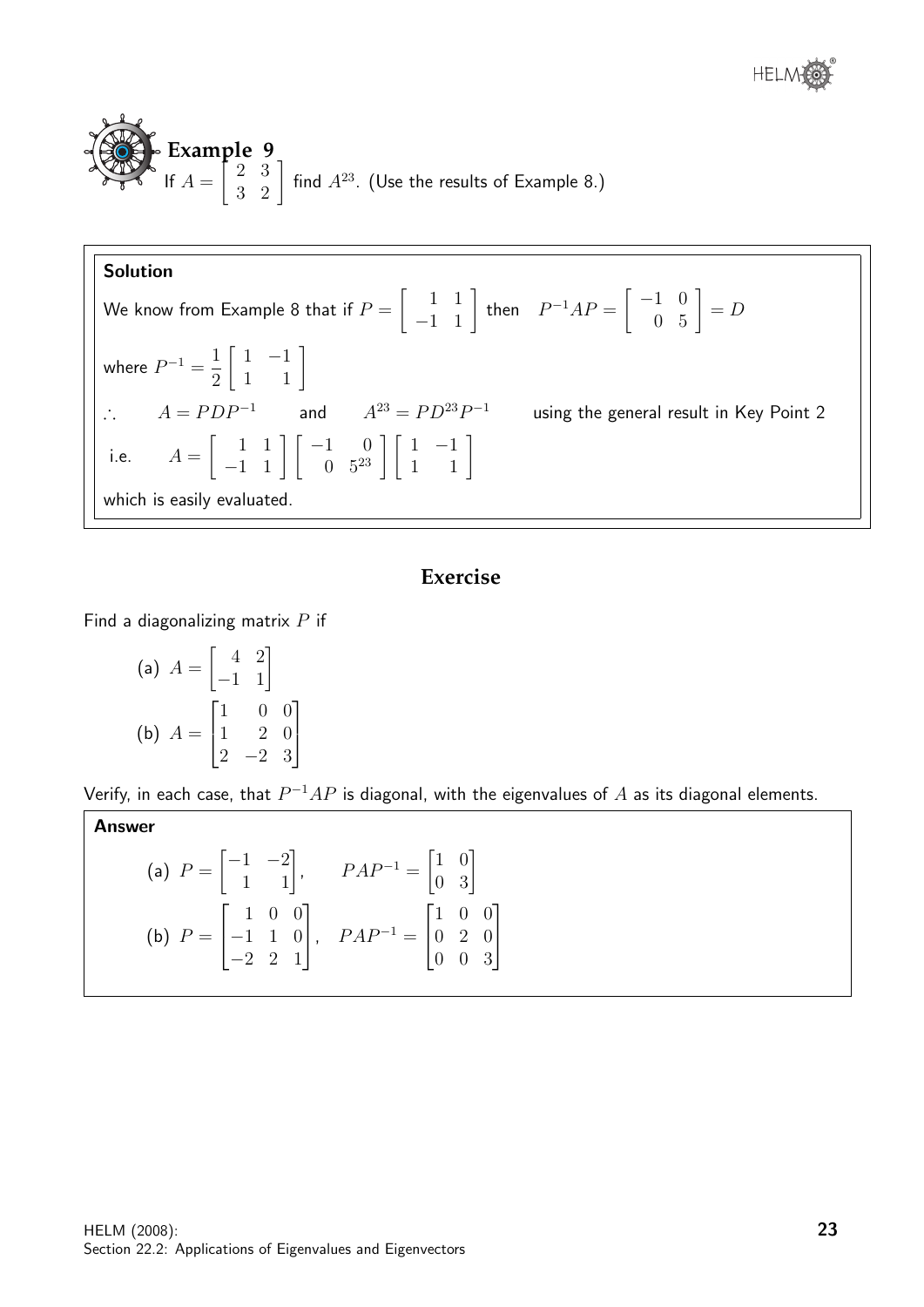**Example 9**

If $A = \begin{bmatrix} 2 & 3 \\ 3 & 2 \end{bmatrix}$ find $A^{23}$. (Use the results of Example 8.)

**Solution**

We know from Example 8 that if $P = \begin{bmatrix} 1 & 1 \\ -1 & 1 \end{bmatrix}$ then $P^{-1}AP = \begin{bmatrix} -1 & 0 \\ 0 & 5 \end{bmatrix} = D$

where $P^{-1} = \dfrac{1}{2}\begin{bmatrix} 1 & -1 \\ 1 & 1 \end{bmatrix}$

$\therefore \quad A = PDP^{-1}$ and $A^{23} = PD^{23}P^{-1}$ using the general result in Key Point 2

i.e. $\quad A = \begin{bmatrix} 1 & 1 \\ -1 & 1 \end{bmatrix}\begin{bmatrix} -1 & 0 \\ 0 & 5^{23} \end{bmatrix}\begin{bmatrix} 1 & -1 \\ 1 & 1 \end{bmatrix}$

which is easily evaluated.

## Exercise

Find a diagonalizing matrix $P$ if

(a) $A = \begin{bmatrix} 4 & 2 \\ -1 & 1 \end{bmatrix}$

(b) $A = \begin{bmatrix} 1 & 0 & 0 \\ 1 & 2 & 0 \\ 2 & -2 & 3 \end{bmatrix}$

Verify, in each case, that $P^{-1}AP$ is diagonal, with the eigenvalues of $A$ as its diagonal elements.

**Answer**

(a) $P = \begin{bmatrix} -1 & -2 \\ 1 & 1 \end{bmatrix}, \qquad PAP^{-1} = \begin{bmatrix} 1 & 0 \\ 0 & 3 \end{bmatrix}$

(b) $P = \begin{bmatrix} 1 & 0 & 0 \\ -1 & 1 & 0 \\ -2 & 2 & 1 \end{bmatrix}, \quad PAP^{-1} = \begin{bmatrix} 1 & 0 & 0 \\ 0 & 2 & 0 \\ 0 & 0 & 3 \end{bmatrix}$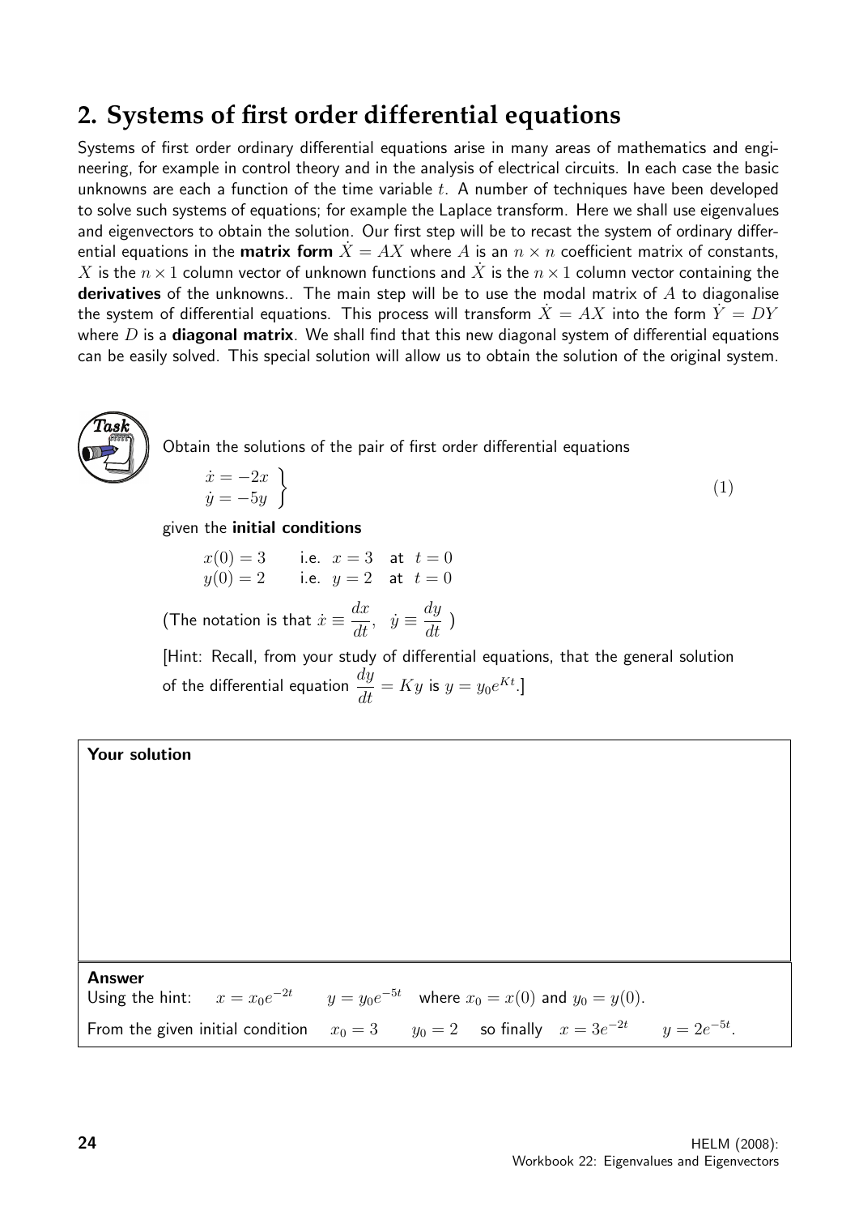## 2. Systems of first order differential equations

Systems of first order ordinary differential equations arise in many areas of mathematics and engineering, for example in control theory and in the analysis of electrical circuits. In each case the basic unknowns are each a function of the time variable $t$. A number of techniques have been developed to solve such systems of equations; for example the Laplace transform. Here we shall use eigenvalues and eigenvectors to obtain the solution. Our first step will be to recast the system of ordinary differential equations in the **matrix form** $\dot{X} = AX$ where $A$ is an $n \times n$ coefficient matrix of constants, $X$ is the $n \times 1$ column vector of unknown functions and $\dot{X}$ is the $n \times 1$ column vector containing the **derivatives** of the unknowns.. The main step will be to use the modal matrix of $A$ to diagonalise the system of differential equations. This process will transform $\dot{X} = AX$ into the form $\dot{Y} = DY$ where $D$ is a **diagonal matrix**. We shall find that this new diagonal system of differential equations can be easily solved. This special solution will allow us to obtain the solution of the original system.

**Task**

Obtain the solutions of the pair of first order differential equations

$$\left.\begin{array}{l} \dot{x} = -2x \\ \dot{y} = -5y \end{array}\right\} \qquad (1)$$

given the **initial conditions**

$x(0) = 3$ i.e. $x = 3$ at $t = 0$

$y(0) = 2$ i.e. $y = 2$ at $t = 0$

(The notation is that $\dot{x} \equiv \dfrac{dx}{dt}$, $\dot{y} \equiv \dfrac{dy}{dt}$ )

[Hint: Recall, from your study of differential equations, that the general solution of the differential equation $\dfrac{dy}{dt} = Ky$ is $y = y_0 e^{Kt}$.]

**Your solution**

**Answer**

Using the hint: $x = x_0 e^{-2t}$ $y = y_0 e^{-5t}$ where $x_0 = x(0)$ and $y_0 = y(0)$.

From the given initial condition $x_0 = 3$ $y_0 = 2$ so finally $x = 3e^{-2t}$ $y = 2e^{-5t}$.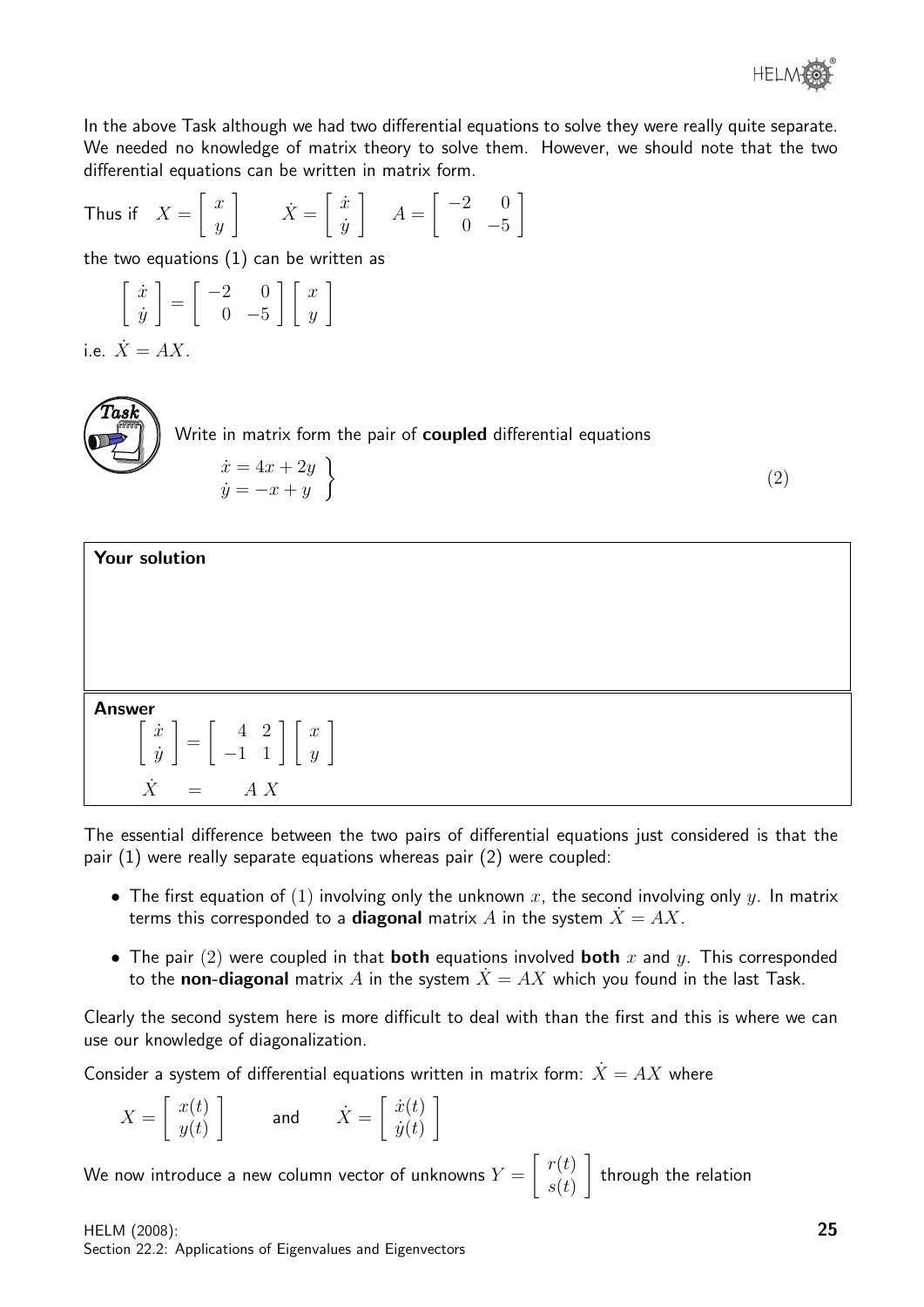In the above Task although we had two differential equations to solve they were really quite separate. We needed no knowledge of matrix theory to solve them. However, we should note that the two differential equations can be written in matrix form.

Thus if $X = \begin{bmatrix} x \\ y \end{bmatrix} \qquad \dot{X} = \begin{bmatrix} \dot{x} \\ \dot{y} \end{bmatrix} \qquad A = \begin{bmatrix} -2 & 0 \\ 0 & -5 \end{bmatrix}$

the two equations (1) can be written as

$$\begin{bmatrix} \dot{x} \\ \dot{y} \end{bmatrix} = \begin{bmatrix} -2 & 0 \\ 0 & -5 \end{bmatrix} \begin{bmatrix} x \\ y \end{bmatrix}$$

i.e. $\dot{X} = AX$.

**Task**

Write in matrix form the pair of **coupled** differential equations

$$\left.\begin{array}{l} \dot{x} = 4x + 2y \\ \dot{y} = -x + y \end{array}\right\} \qquad (2)$$

**Your solution**

**Answer**

$$\begin{bmatrix} \dot{x} \\ \dot{y} \end{bmatrix} = \begin{bmatrix} 4 & 2 \\ -1 & 1 \end{bmatrix} \begin{bmatrix} x \\ y \end{bmatrix}$$

$$\dot{X} \quad = \quad A\,X$$

The essential difference between the two pairs of differential equations just considered is that the pair (1) were really separate equations whereas pair (2) were coupled:

- The first equation of (1) involving only the unknown $x$, the second involving only $y$. In matrix terms this corresponded to a **diagonal** matrix $A$ in the system $\dot{X} = AX$.
- The pair (2) were coupled in that **both** equations involved **both** $x$ and $y$. This corresponded to the **non-diagonal** matrix $A$ in the system $\dot{X} = AX$ which you found in the last Task.

Clearly the second system here is more difficult to deal with than the first and this is where we can use our knowledge of diagonalization.

Consider a system of differential equations written in matrix form: $\dot{X} = AX$ where

$$X = \begin{bmatrix} x(t) \\ y(t) \end{bmatrix} \qquad \text{and} \qquad \dot{X} = \begin{bmatrix} \dot{x}(t) \\ \dot{y}(t) \end{bmatrix}$$

We now introduce a new column vector of unknowns $Y = \begin{bmatrix} r(t) \\ s(t) \end{bmatrix}$ through the relation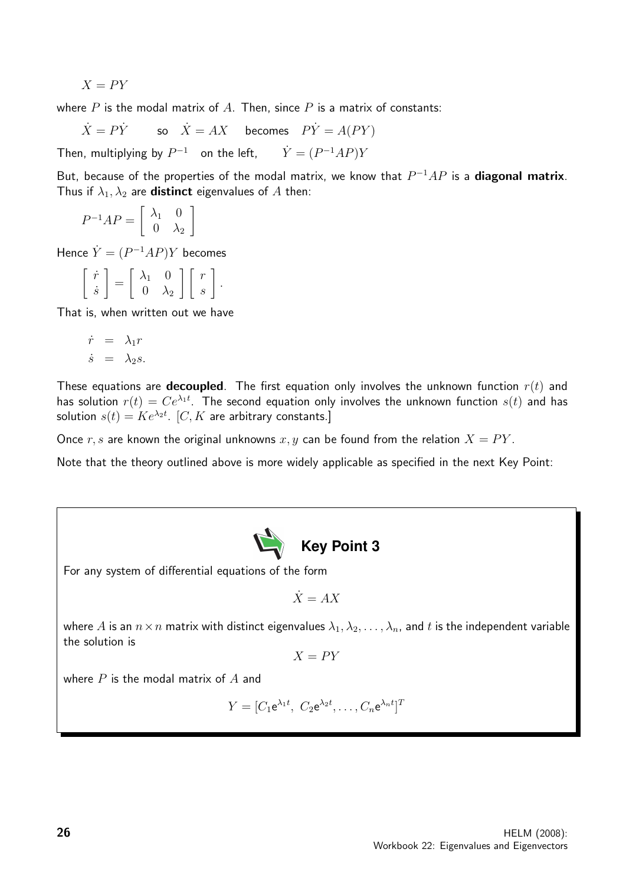$$X = PY$$

where $P$ is the modal matrix of $A$. Then, since $P$ is a matrix of constants:

$\dot{X} = P\dot{Y}$ so $\dot{X} = AX$ becomes $P\dot{Y} = A(PY)$

Then, multiplying by $P^{-1}$ on the left, $\dot{Y} = (P^{-1}AP)Y$

But, because of the properties of the modal matrix, we know that $P^{-1}AP$ is a **diagonal matrix**. Thus if $\lambda_1, \lambda_2$ are **distinct** eigenvalues of $A$ then:

$$P^{-1}AP = \begin{bmatrix} \lambda_1 & 0 \\ 0 & \lambda_2 \end{bmatrix}$$

Hence $\dot{Y} = (P^{-1}AP)Y$ becomes

$$\begin{bmatrix} \dot{r} \\ \dot{s} \end{bmatrix} = \begin{bmatrix} \lambda_1 & 0 \\ 0 & \lambda_2 \end{bmatrix} \begin{bmatrix} r \\ s \end{bmatrix}.$$

That is, when written out we have

$$\begin{aligned} \dot{r} &= \lambda_1 r \\ \dot{s} &= \lambda_2 s. \end{aligned}$$

These equations are **decoupled**. The first equation only involves the unknown function $r(t)$ and has solution $r(t) = Ce^{\lambda_1 t}$. The second equation only involves the unknown function $s(t)$ and has solution $s(t) = Ke^{\lambda_2 t}$. [$C, K$ are arbitrary constants.]

Once $r, s$ are known the original unknowns $x, y$ can be found from the relation $X = PY$.

Note that the theory outlined above is more widely applicable as specified in the next Key Point:

**Key Point 3**

For any system of differential equations of the form

$$\dot{X} = AX$$

where $A$ is an $n \times n$ matrix with distinct eigenvalues $\lambda_1, \lambda_2, \ldots, \lambda_n$, and $t$ is the independent variable the solution is

$$X = PY$$

where $P$ is the modal matrix of $A$ and

$$Y = [C_1 e^{\lambda_1 t},\ C_2 e^{\lambda_2 t}, \ldots, C_n e^{\lambda_n t}]^T$$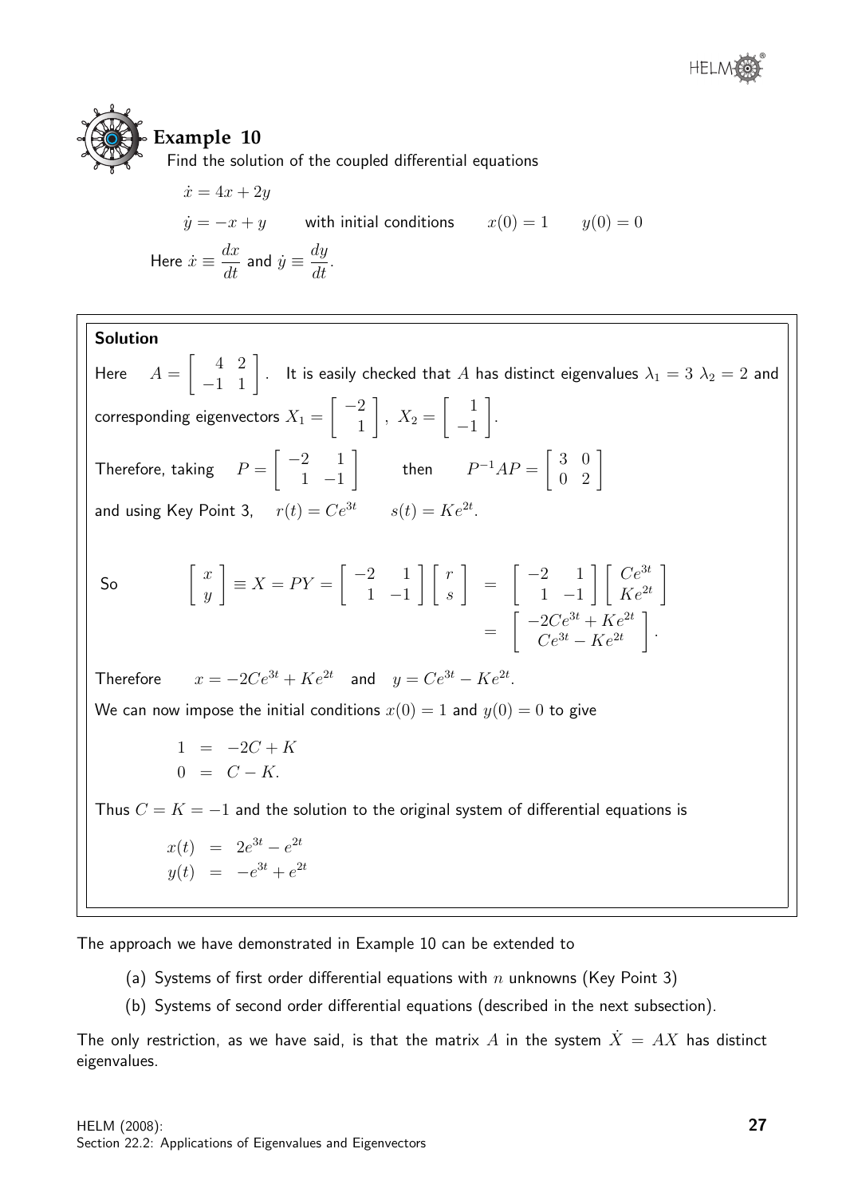### Example 10

Find the solution of the coupled differential equations

$$\dot{x} = 4x + 2y$$

$$\dot{y} = -x + y \qquad \text{with initial conditions} \qquad x(0) = 1 \qquad y(0) = 0$$

Here $\dot{x} \equiv \dfrac{dx}{dt}$ and $\dot{y} \equiv \dfrac{dy}{dt}$.

**Solution**

Here $\quad A = \begin{bmatrix} 4 & 2 \\ -1 & 1 \end{bmatrix}$. It is easily checked that $A$ has distinct eigenvalues $\lambda_1 = 3$ $\lambda_2 = 2$ and corresponding eigenvectors $X_1 = \begin{bmatrix} -2 \\ 1 \end{bmatrix}$, $X_2 = \begin{bmatrix} 1 \\ -1 \end{bmatrix}$.

Therefore, taking $\quad P = \begin{bmatrix} -2 & 1 \\ 1 & -1 \end{bmatrix} \qquad$ then $\qquad P^{-1}AP = \begin{bmatrix} 3 & 0 \\ 0 & 2 \end{bmatrix}$

and using Key Point 3, $\quad r(t) = Ce^{3t} \qquad s(t) = Ke^{2t}$.

So

$$\begin{bmatrix} x \\ y \end{bmatrix} \equiv X = PY = \begin{bmatrix} -2 & 1 \\ 1 & -1 \end{bmatrix}\begin{bmatrix} r \\ s \end{bmatrix} = \begin{bmatrix} -2 & 1 \\ 1 & -1 \end{bmatrix}\begin{bmatrix} Ce^{3t} \\ Ke^{2t} \end{bmatrix} = \begin{bmatrix} -2Ce^{3t} + Ke^{2t} \\ Ce^{3t} - Ke^{2t} \end{bmatrix}.$$

Therefore $\qquad x = -2Ce^{3t} + Ke^{2t} \quad$ and $\quad y = Ce^{3t} - Ke^{2t}$.

We can now impose the initial conditions $x(0) = 1$ and $y(0) = 0$ to give

$$\begin{aligned} 1 &= -2C + K \\ 0 &= C - K. \end{aligned}$$

Thus $C = K = -1$ and the solution to the original system of differential equations is

$$\begin{aligned} x(t) &= 2e^{3t} - e^{2t} \\ y(t) &= -e^{3t} + e^{2t} \end{aligned}$$

The approach we have demonstrated in Example 10 can be extended to

(a) Systems of first order differential equations with $n$ unknowns (Key Point 3)

(b) Systems of second order differential equations (described in the next subsection).

The only restriction, as we have said, is that the matrix $A$ in the system $\dot{X} = AX$ has distinct eigenvalues.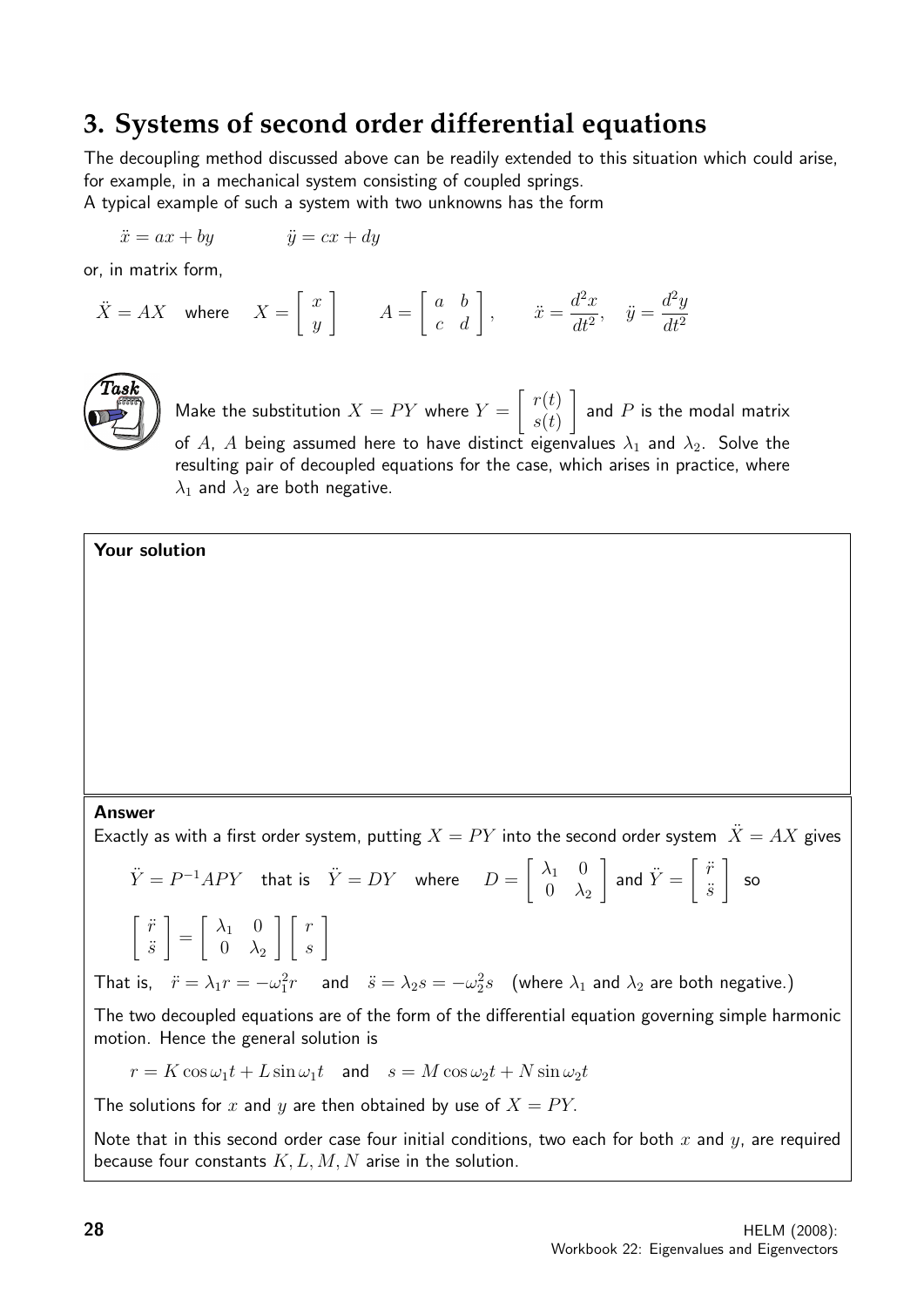## 3. Systems of second order differential equations

The decoupling method discussed above can be readily extended to this situation which could arise, for example, in a mechanical system consisting of coupled springs.
A typical example of such a system with two unknowns has the form

$$\ddot{x} = ax + by \qquad \ddot{y} = cx + dy$$

or, in matrix form,

$$\ddot{X} = AX \quad \text{where} \quad X = \begin{bmatrix} x \\ y \end{bmatrix} \qquad A = \begin{bmatrix} a & b \\ c & d \end{bmatrix}, \qquad \ddot{x} = \frac{d^2x}{dt^2}, \quad \ddot{y} = \frac{d^2y}{dt^2}$$

**Task**

Make the substitution $X = PY$ where $Y = \begin{bmatrix} r(t) \\ s(t) \end{bmatrix}$ and $P$ is the modal matrix of $A$, $A$ being assumed here to have distinct eigenvalues $\lambda_1$ and $\lambda_2$. Solve the resulting pair of decoupled equations for the case, which arises in practice, where $\lambda_1$ and $\lambda_2$ are both negative.

**Your solution**

**Answer**

Exactly as with a first order system, putting $X = PY$ into the second order system $\ddot{X} = AX$ gives

$$\ddot{Y} = P^{-1}APY \quad \text{that is} \quad \ddot{Y} = DY \quad \text{where} \quad D = \begin{bmatrix} \lambda_1 & 0 \\ 0 & \lambda_2 \end{bmatrix} \text{ and } \ddot{Y} = \begin{bmatrix} \ddot{r} \\ \ddot{s} \end{bmatrix} \text{ so}$$

$$\begin{bmatrix} \ddot{r} \\ \ddot{s} \end{bmatrix} = \begin{bmatrix} \lambda_1 & 0 \\ 0 & \lambda_2 \end{bmatrix} \begin{bmatrix} r \\ s \end{bmatrix}$$

That is, $\ddot{r} = \lambda_1 r = -\omega_1^2 r$ and $\ddot{s} = \lambda_2 s = -\omega_2^2 s$ (where $\lambda_1$ and $\lambda_2$ are both negative.)

The two decoupled equations are of the form of the differential equation governing simple harmonic motion. Hence the general solution is

$$r = K\cos\omega_1 t + L\sin\omega_1 t \quad \text{and} \quad s = M\cos\omega_2 t + N\sin\omega_2 t$$

The solutions for $x$ and $y$ are then obtained by use of $X = PY$.

Note that in this second order case four initial conditions, two each for both $x$ and $y$, are required because four constants $K, L, M, N$ arise in the solution.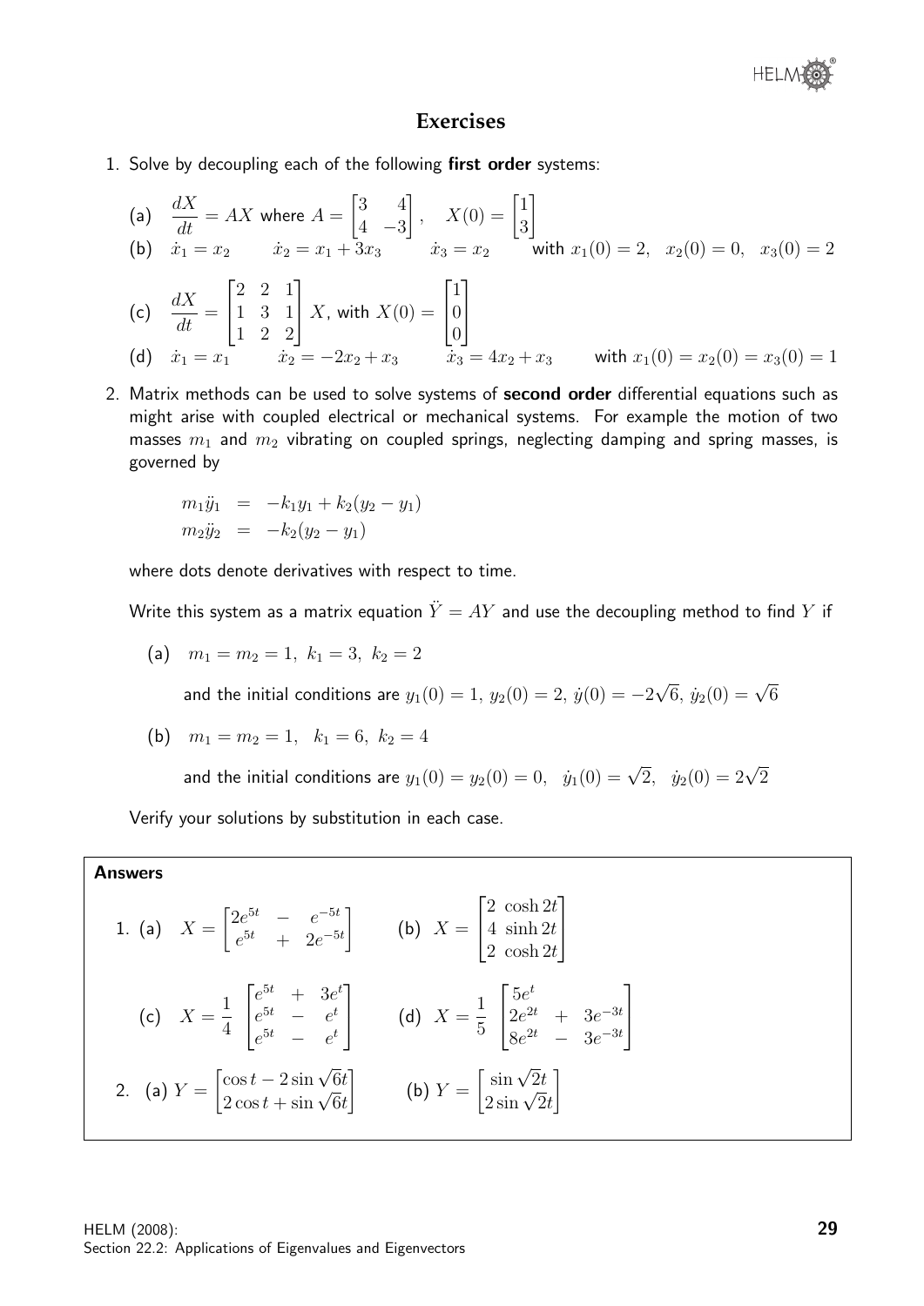## Exercises

1. Solve by decoupling each of the following **first order** systems:

   (a) $\dfrac{dX}{dt} = AX$ where $A = \begin{bmatrix} 3 & 4 \\ 4 & -3 \end{bmatrix}$, $\quad X(0) = \begin{bmatrix} 1 \\ 3 \end{bmatrix}$

   (b) $\dot{x}_1 = x_2 \qquad \dot{x}_2 = x_1 + 3x_3 \qquad \dot{x}_3 = x_2 \qquad$ with $x_1(0) = 2, \quad x_2(0) = 0, \quad x_3(0) = 2$

   (c) $\dfrac{dX}{dt} = \begin{bmatrix} 2 & 2 & 1 \\ 1 & 3 & 1 \\ 1 & 2 & 2 \end{bmatrix} X$, with $X(0) = \begin{bmatrix} 1 \\ 0 \\ 0 \end{bmatrix}$

   (d) $\dot{x}_1 = x_1 \qquad \dot{x}_2 = -2x_2 + x_3 \qquad \dot{x}_3 = 4x_2 + x_3 \qquad$ with $x_1(0) = x_2(0) = x_3(0) = 1$

2. Matrix methods can be used to solve systems of **second order** differential equations such as might arise with coupled electrical or mechanical systems. For example the motion of two masses $m_1$ and $m_2$ vibrating on coupled springs, neglecting damping and spring masses, is governed by

$$
\begin{aligned}
m_1\ddot{y}_1 &= -k_1 y_1 + k_2(y_2 - y_1) \\
m_2\ddot{y}_2 &= -k_2(y_2 - y_1)
\end{aligned}
$$

   where dots denote derivatives with respect to time.

   Write this system as a matrix equation $\ddot{Y} = AY$ and use the decoupling method to find $Y$ if

   (a) $m_1 = m_2 = 1, \; k_1 = 3, \; k_2 = 2$

   and the initial conditions are $y_1(0) = 1, \; y_2(0) = 2, \; \dot{y}(0) = -2\sqrt{6}, \; \dot{y}_2(0) = \sqrt{6}$

   (b) $m_1 = m_2 = 1, \quad k_1 = 6, \; k_2 = 4$

   and the initial conditions are $y_1(0) = y_2(0) = 0, \quad \dot{y}_1(0) = \sqrt{2}, \quad \dot{y}_2(0) = 2\sqrt{2}$

   Verify your solutions by substitution in each case.

---

**Answers**

1. (a) $X = \begin{bmatrix} 2e^{5t} & - & e^{-5t} \\ e^{5t} & + & 2e^{-5t} \end{bmatrix}$ $\qquad$ (b) $X = \begin{bmatrix} 2 \; \cosh 2t \\ 4 \; \sinh 2t \\ 2 \; \cosh 2t \end{bmatrix}$

   (c) $X = \dfrac{1}{4} \begin{bmatrix} e^{5t} & + & 3e^{t} \\ e^{5t} & - & e^{t} \\ e^{5t} & - & e^{t} \end{bmatrix}$ $\qquad$ (d) $X = \dfrac{1}{5} \begin{bmatrix} 5e^{t} & & \\ 2e^{2t} & + & 3e^{-3t} \\ 8e^{2t} & - & 3e^{-3t} \end{bmatrix}$

2. (a) $Y = \begin{bmatrix} \cos t - 2\sin\sqrt{6}t \\ 2\cos t + \sin\sqrt{6}t \end{bmatrix}$ $\qquad$ (b) $Y = \begin{bmatrix} \sin\sqrt{2}t \\ 2\sin\sqrt{2}t \end{bmatrix}$